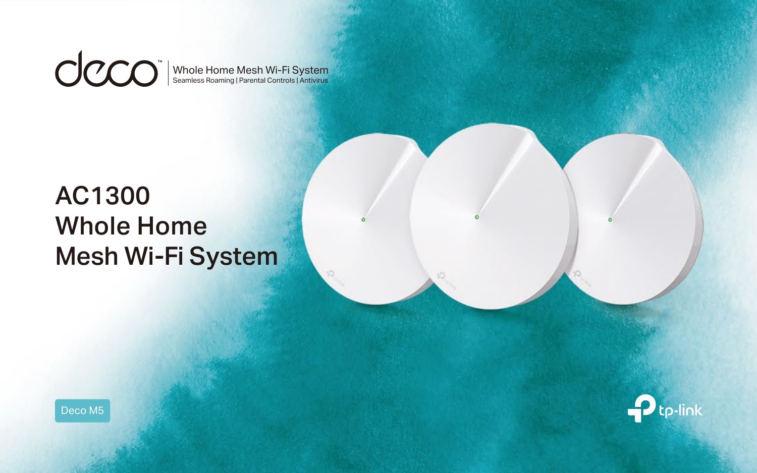deco™ | Whole Home Mesh Wi-Fi System
Seamless Roaming | Parental Controls | Antivirus

# AC1300 Whole Home Mesh Wi-Fi System

Deco M5

tp-link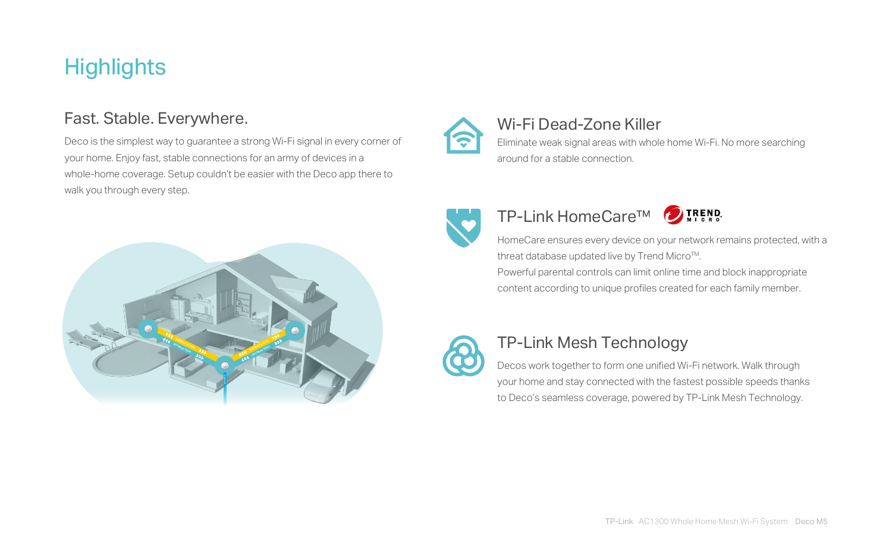# Highlights

## Fast. Stable. Everywhere.

Deco is the simplest way to guarantee a strong Wi-Fi signal in every corner of your home. Enjoy fast, stable connections for an army of devices in a whole-home coverage. Setup couldn't be easier with the Deco app there to walk you through every step.

## Wi-Fi Dead-Zone Killer

Eliminate weak signal areas with whole home Wi-Fi. No more searching around for a stable connection.

## TP-Link HomeCare™

HomeCare ensures every device on your network remains protected, with a threat database updated live by Trend Micro™.

Powerful parental controls can limit online time and block inappropriate content according to unique profiles created for each family member.

## TP-Link Mesh Technology

Decos work together to form one unified Wi-Fi network. Walk through your home and stay connected with the fastest possible speeds thanks to Deco's seamless coverage, powered by TP-Link Mesh Technology.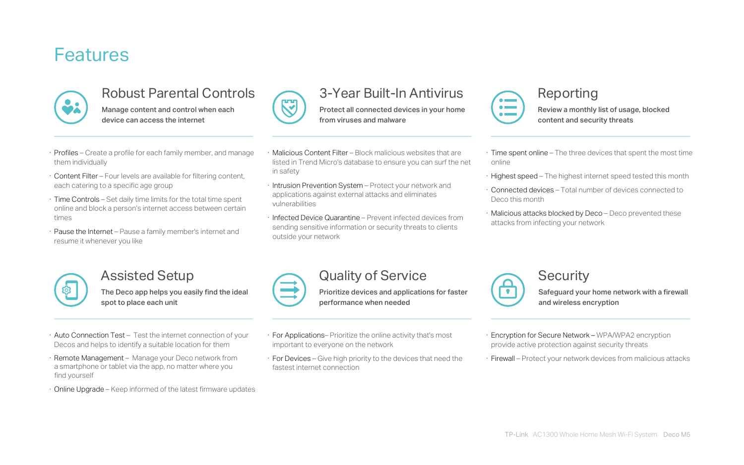# Features

## Robust Parental Controls

**Manage content and control when each device can access the internet**

- Profiles – Create a profile for each family member, and manage them individually
- Content Filter – Four levels are available for filtering content, each catering to a specific age group
- Time Controls – Set daily time limits for the total time spent online and block a person's internet access between certain times
- Pause the Internet – Pause a family member's internet and resume it whenever you like

## 3-Year Built-In Antivirus

**Protect all connected devices in your home from viruses and malware**

- Malicious Content Filter – Block malicious websites that are listed in Trend Micro's database to ensure you can surf the net in safety
- Intrusion Prevention System – Protect your network and applications against external attacks and eliminates vulnerabilities
- Infected Device Quarantine – Prevent infected devices from sending sensitive information or security threats to clients outside your network

## Reporting

**Review a monthly list of usage, blocked content and security threats**

- Time spent online – The three devices that spent the most time online
- Highest speed – The highest internet speed tested this month
- Connected devices – Total number of devices connected to Deco this month
- Malicious attacks blocked by Deco – Deco prevented these attacks from infecting your network

## Assisted Setup

**The Deco app helps you easily find the ideal spot to place each unit**

- Auto Connection Test – Test the internet connection of your Decos and helps to identify a suitable location for them
- Remote Management – Manage your Deco network from a smartphone or tablet via the app, no matter where you find yourself
- Online Upgrade – Keep informed of the latest firmware updates

## Quality of Service

**Prioritize devices and applications for faster performance when needed**

- For Applications– Prioritize the online activity that's most important to everyone on the network
- For Devices – Give high priority to the devices that need the fastest internet connection

## Security

**Safeguard your home network with a firewall and wireless encryption**

- Encryption for Secure Network – WPA/WPA2 encryption provide active protection against security threats
- Firewall – Protect your network devices from malicious attacks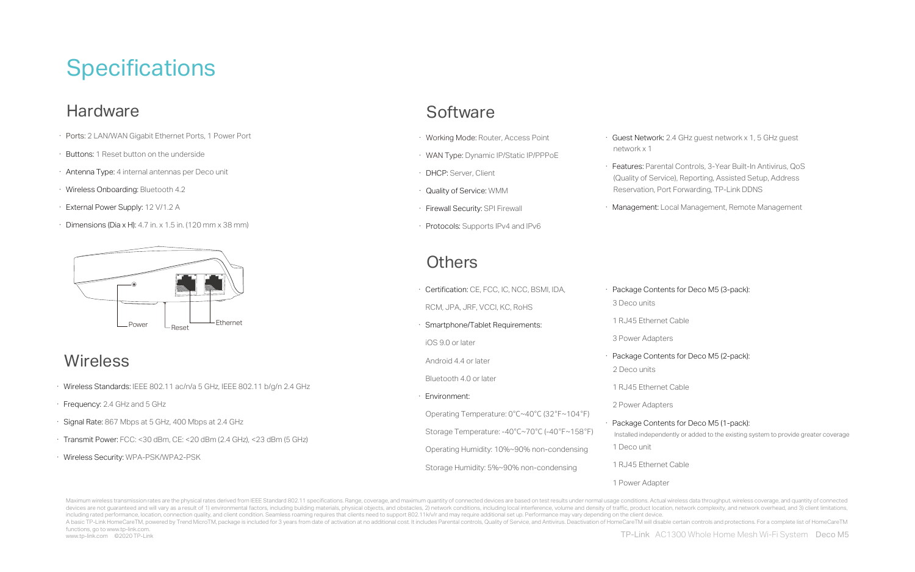# Specifications

## Hardware

- **Ports:** 2 LAN/WAN Gigabit Ethernet Ports, 1 Power Port
- **Buttons:** 1 Reset button on the underside
- **Antenna Type:** 4 internal antennas per Deco unit
- **Wireless Onboarding:** Bluetooth 4.2
- **External Power Supply:** 12 V/1.2 A
- **Dimensions (Dia x H):** 4.7 in. x 1.5 in. (120 mm x 38 mm)

Power
Reset
Ethernet

## Wireless

- **Wireless Standards:** IEEE 802.11 ac/n/a 5 GHz, IEEE 802.11 b/g/n 2.4 GHz
- **Frequency:** 2.4 GHz and 5 GHz
- **Signal Rate:** 867 Mbps at 5 GHz, 400 Mbps at 2.4 GHz
- **Transmit Power:** FCC: <30 dBm, CE: <20 dBm (2.4 GHz), <23 dBm (5 GHz)
- **Wireless Security:** WPA-PSK/WPA2-PSK

## Software

- **Working Mode:** Router, Access Point
- **WAN Type:** Dynamic IP/Static IP/PPPoE
- **DHCP:** Server, Client
- **Quality of Service:** WMM
- **Firewall Security:** SPI Firewall
- **Protocols:** Supports IPv4 and IPv6
- **Guest Network:** 2.4 GHz guest network x 1, 5 GHz guest network x 1
- **Features:** Parental Controls, 3-Year Built-In Antivirus, QoS (Quality of Service), Reporting, Assisted Setup, Address Reservation, Port Forwarding, TP-Link DDNS
- **Management:** Local Management, Remote Management

## Others

- **Certification:** CE, FCC, IC, NCC, BSMI, IDA, RCM, JPA, JRF, VCCI, KC, RoHS
- **Smartphone/Tablet Requirements:**

  iOS 9.0 or later

  Android 4.4 or later

  Bluetooth 4.0 or later
- **Environment:**

  Operating Temperature: 0°C~40°C (32°F~104°F)

  Storage Temperature: -40°C~70°C (-40°F~158°F)

  Operating Humidity: 10%~90% non-condensing

  Storage Humidity: 5%~90% non-condensing
- **Package Contents for Deco M5 (3-pack):**

  3 Deco units

  1 RJ45 Ethernet Cable

  3 Power Adapters
- **Package Contents for Deco M5 (2-pack):**

  2 Deco units

  1 RJ45 Ethernet Cable

  2 Power Adapters
- **Package Contents for Deco M5 (1-pack):**

  Installed independently or added to the existing system to provide greater coverage

  1 Deco unit

  1 RJ45 Ethernet Cable

  1 Power Adapter

Maximum wireless transmission rates are the physical rates derived from IEEE Standard 802.11 specifications. Range, coverage, and maximum quantity of connected devices are based on test results under normal usage conditions. Actual wireless data throughput, wireless coverage, and quantity of connected devices are not guaranteed and will vary as a result of 1) environmental factors, including building materials, physical objects, and obstacles, 2) network conditions, including local interference, volume and density of traffic, product location, network complexity, and network overhead, and 3) client limitations, including rated performance, location, connection quality, and client condition. Seamless roaming requires that clients need to support 802.11k/v/r and may require additional set up. Performance may vary depending on the client device.
A basic TP-Link HomeCareTM, powered by Trend MicroTM, package is included for 3 years from date of activation at no additional cost. It includes Parental controls, Quality of Service, and Antivirus. Deactivation of HomeCareTM will disable certain controls and protections. For a complete list of HomeCareTM functions, go to www.tp-link.com.
www.tp-link.com ©2020 TP-Link

TP-Link AC1300 Whole Home Mesh Wi-Fi System Deco M5